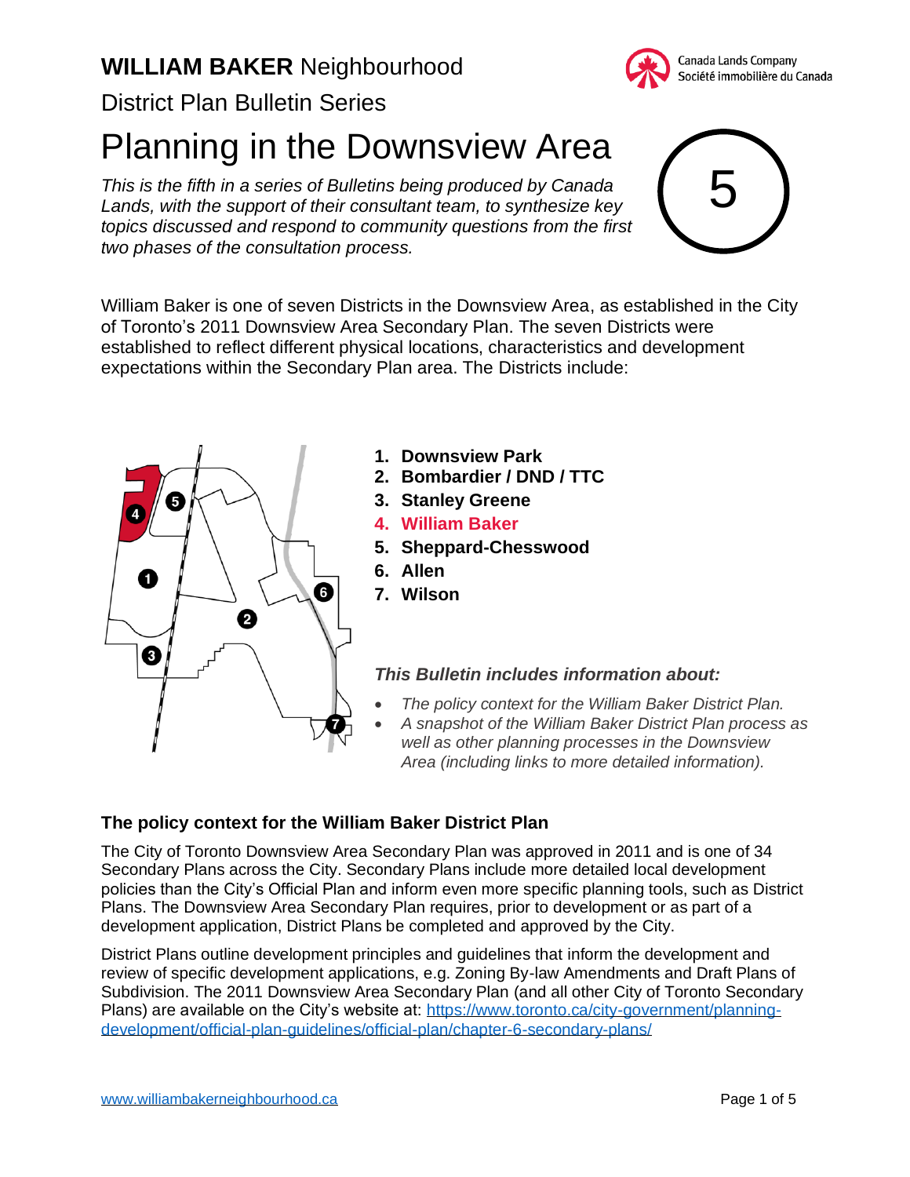# **WILLIAM BAKER** Neighbourhood

District Plan Bulletin Series

# Planning in the Downsview Area

5

*This is the fifth in a series of Bulletins being produced by Canada Lands, with the support of their consultant team, to synthesize key topics discussed and respond to community questions from the first two phases of the consultation process.*

William Baker is one of seven Districts in the Downsview Area, as established in the City of Toronto's 2011 Downsview Area Secondary Plan. The seven Districts were established to reflect different physical locations, characteristics and development expectations within the Secondary Plan area. The Districts include:

1. **Downsview Park**
2. **Bombardier / DND / TTC**
3. **Stanley Greene**
4. **William Baker**
5. **Sheppard-Chesswood**
6. **Allen**
7. **Wilson**

***This Bulletin includes information about:***

- *The policy context for the William Baker District Plan.*
- *A snapshot of the William Baker District Plan process as well as other planning processes in the Downsview Area (including links to more detailed information).*

## The policy context for the William Baker District Plan

The City of Toronto Downsview Area Secondary Plan was approved in 2011 and is one of 34 Secondary Plans across the City. Secondary Plans include more detailed local development policies than the City's Official Plan and inform even more specific planning tools, such as District Plans. The Downsview Area Secondary Plan requires, prior to development or as part of a development application, District Plans be completed and approved by the City.

District Plans outline development principles and guidelines that inform the development and review of specific development applications, e.g. Zoning By-law Amendments and Draft Plans of Subdivision. The 2011 Downsview Area Secondary Plan (and all other City of Toronto Secondary Plans) are available on the City's website at: https://www.toronto.ca/city-government/planning-development/official-plan-guidelines/official-plan/chapter-6-secondary-plans/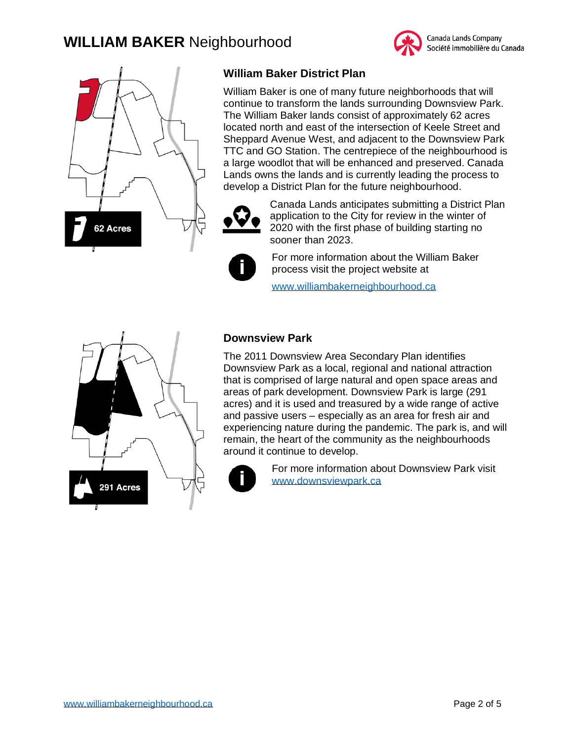## William Baker District Plan

62 Acres

William Baker is one of many future neighborhoods that will continue to transform the lands surrounding Downsview Park. The William Baker lands consist of approximately 62 acres located north and east of the intersection of Keele Street and Sheppard Avenue West, and adjacent to the Downsview Park TTC and GO Station. The centrepiece of the neighbourhood is a large woodlot that will be enhanced and preserved. Canada Lands owns the lands and is currently leading the process to develop a District Plan for the future neighbourhood.

Canada Lands anticipates submitting a District Plan application to the City for review in the winter of 2020 with the first phase of building starting no sooner than 2023.

For more information about the William Baker process visit the project website at

[www.williambakerneighbourhood.ca](http://www.williambakerneighbourhood.ca)

## Downsview Park

291 Acres

The 2011 Downsview Area Secondary Plan identifies Downsview Park as a local, regional and national attraction that is comprised of large natural and open space areas and areas of park development. Downsview Park is large (291 acres) and it is used and treasured by a wide range of active and passive users – especially as an area for fresh air and experiencing nature during the pandemic. The park is, and will remain, the heart of the community as the neighbourhoods around it continue to develop.

For more information about Downsview Park visit [www.downsviewpark.ca](http://www.downsviewpark.ca)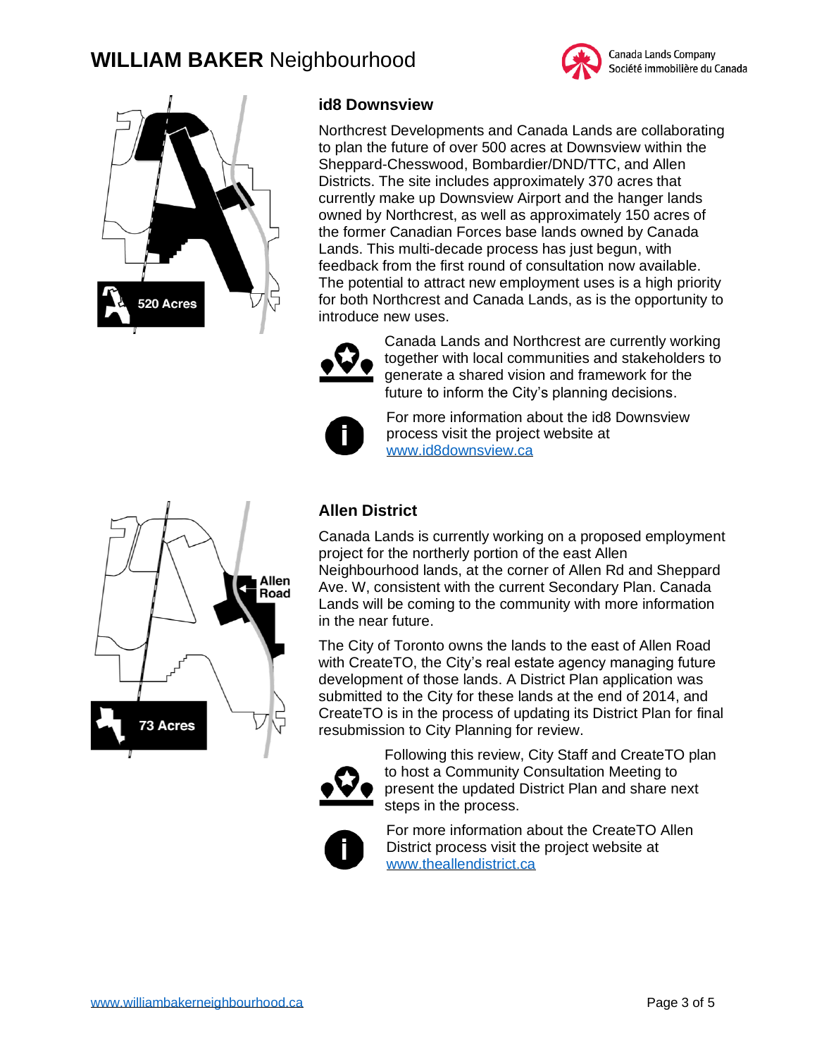## id8 Downsview

Northcrest Developments and Canada Lands are collaborating to plan the future of over 500 acres at Downsview within the Sheppard-Chesswood, Bombardier/DND/TTC, and Allen Districts. The site includes approximately 370 acres that currently make up Downsview Airport and the hanger lands owned by Northcrest, as well as approximately 150 acres of the former Canadian Forces base lands owned by Canada Lands. This multi-decade process has just begun, with feedback from the first round of consultation now available. The potential to attract new employment uses is a high priority for both Northcrest and Canada Lands, as is the opportunity to introduce new uses.

520 Acres

Canada Lands and Northcrest are currently working together with local communities and stakeholders to generate a shared vision and framework for the future to inform the City's planning decisions.

For more information about the id8 Downsview process visit the project website at www.id8downsview.ca

## Allen District

Canada Lands is currently working on a proposed employment project for the northerly portion of the east Allen Neighbourhood lands, at the corner of Allen Rd and Sheppard Ave. W, consistent with the current Secondary Plan. Canada Lands will be coming to the community with more information in the near future.

Allen Road

73 Acres

The City of Toronto owns the lands to the east of Allen Road with CreateTO, the City's real estate agency managing future development of those lands. A District Plan application was submitted to the City for these lands at the end of 2014, and CreateTO is in the process of updating its District Plan for final resubmission to City Planning for review.

Following this review, City Staff and CreateTO plan to host a Community Consultation Meeting to present the updated District Plan and share next steps in the process.

For more information about the CreateTO Allen District process visit the project website at www.theallendistrict.ca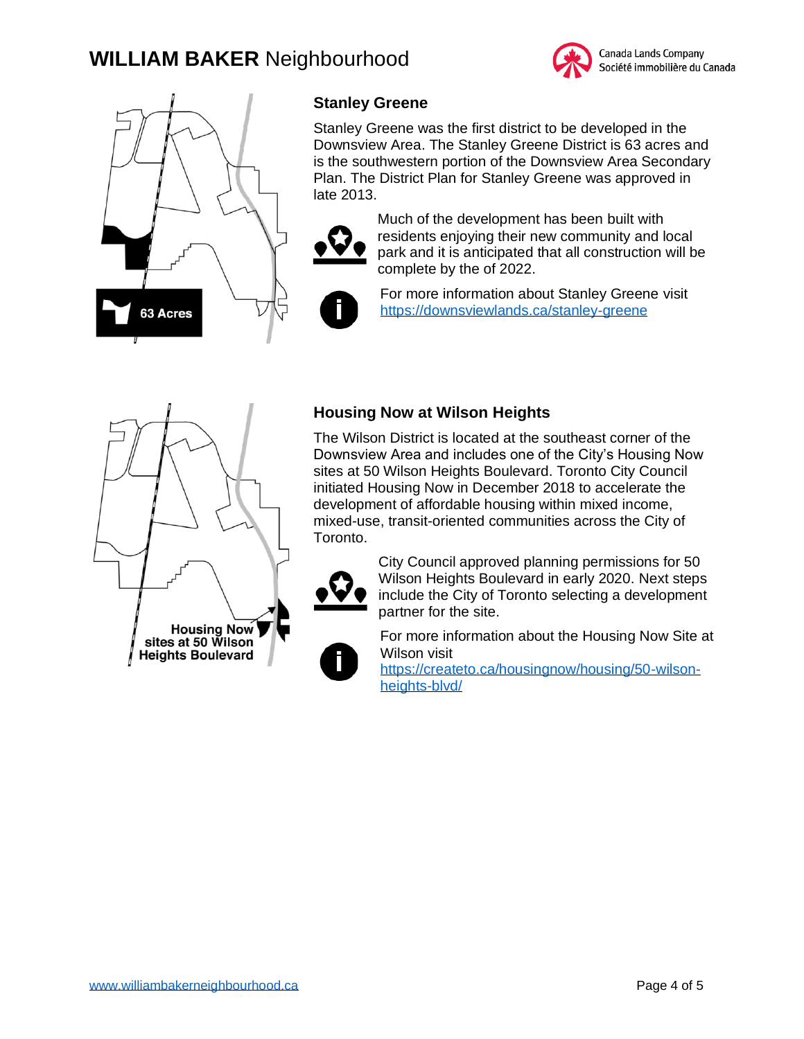## Stanley Greene

63 Acres

Stanley Greene was the first district to be developed in the Downsview Area. The Stanley Greene District is 63 acres and is the southwestern portion of the Downsview Area Secondary Plan. The District Plan for Stanley Greene was approved in late 2013.

Much of the development has been built with residents enjoying their new community and local park and it is anticipated that all construction will be complete by the of 2022.

For more information about Stanley Greene visit https://downsviewlands.ca/stanley-greene

## Housing Now at Wilson Heights

Housing Now sites at 50 Wilson Heights Boulevard

The Wilson District is located at the southeast corner of the Downsview Area and includes one of the City's Housing Now sites at 50 Wilson Heights Boulevard. Toronto City Council initiated Housing Now in December 2018 to accelerate the development of affordable housing within mixed income, mixed-use, transit-oriented communities across the City of Toronto.

City Council approved planning permissions for 50 Wilson Heights Boulevard in early 2020. Next steps include the City of Toronto selecting a development partner for the site.

For more information about the Housing Now Site at Wilson visit https://createto.ca/housingnow/housing/50-wilson-heights-blvd/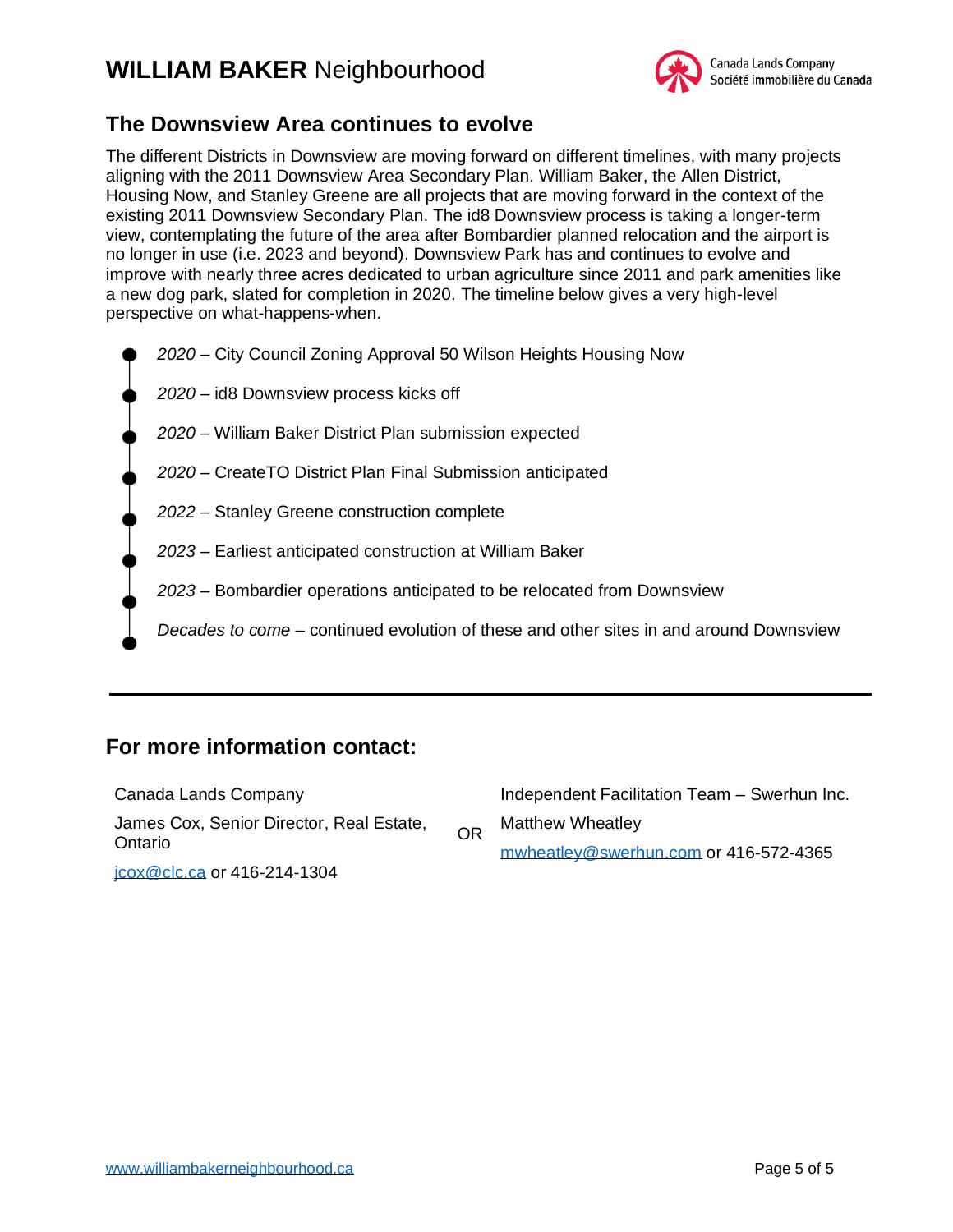## The Downsview Area continues to evolve

The different Districts in Downsview are moving forward on different timelines, with many projects aligning with the 2011 Downsview Area Secondary Plan. William Baker, the Allen District, Housing Now, and Stanley Greene are all projects that are moving forward in the context of the existing 2011 Downsview Secondary Plan. The id8 Downsview process is taking a longer-term view, contemplating the future of the area after Bombardier planned relocation and the airport is no longer in use (i.e. 2023 and beyond). Downsview Park has and continues to evolve and improve with nearly three acres dedicated to urban agriculture since 2011 and park amenities like a new dog park, slated for completion in 2020. The timeline below gives a very high-level perspective on what-happens-when.

- *2020* – City Council Zoning Approval 50 Wilson Heights Housing Now
- *2020* – id8 Downsview process kicks off
- *2020* – William Baker District Plan submission expected
- *2020* – CreateTO District Plan Final Submission anticipated
- *2022* – Stanley Greene construction complete
- *2023* – Earliest anticipated construction at William Baker
- *2023* – Bombardier operations anticipated to be relocated from Downsview
- *Decades to come* – continued evolution of these and other sites in and around Downsview

---

## For more information contact:

Canada Lands Company

James Cox, Senior Director, Real Estate, Ontario

jcox@clc.ca or 416-214-1304

OR

Independent Facilitation Team – Swerhun Inc.

Matthew Wheatley

mwheatley@swerhun.com or 416-572-4365

www.williambakerneighbourhood.ca